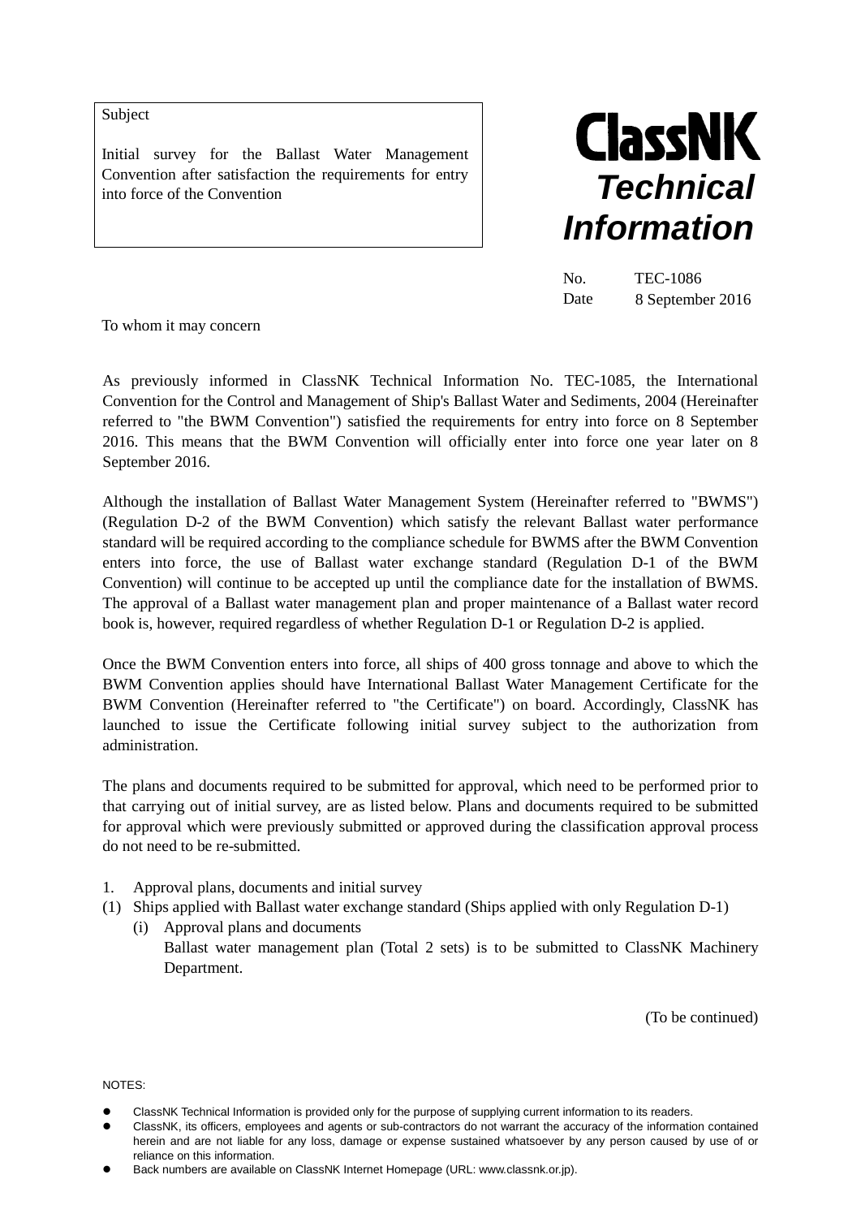Subject

Initial survey for the Ballast Water Management Convention after satisfaction the requirements for entry into force of the Convention

**ClassNK**
***Technical Information***

No. TEC-1086
Date 8 September 2016

To whom it may concern

As previously informed in ClassNK Technical Information No. TEC-1085, the International Convention for the Control and Management of Ship's Ballast Water and Sediments, 2004 (Hereinafter referred to "the BWM Convention") satisfied the requirements for entry into force on 8 September 2016. This means that the BWM Convention will officially enter into force one year later on 8 September 2016.

Although the installation of Ballast Water Management System (Hereinafter referred to "BWMS") (Regulation D-2 of the BWM Convention) which satisfy the relevant Ballast water performance standard will be required according to the compliance schedule for BWMS after the BWM Convention enters into force, the use of Ballast water exchange standard (Regulation D-1 of the BWM Convention) will continue to be accepted up until the compliance date for the installation of BWMS. The approval of a Ballast water management plan and proper maintenance of a Ballast water record book is, however, required regardless of whether Regulation D-1 or Regulation D-2 is applied.

Once the BWM Convention enters into force, all ships of 400 gross tonnage and above to which the BWM Convention applies should have International Ballast Water Management Certificate for the BWM Convention (Hereinafter referred to "the Certificate") on board. Accordingly, ClassNK has launched to issue the Certificate following initial survey subject to the authorization from administration.

The plans and documents required to be submitted for approval, which need to be performed prior to that carrying out of initial survey, are as listed below. Plans and documents required to be submitted for approval which were previously submitted or approved during the classification approval process do not need to be re-submitted.

1. Approval plans, documents and initial survey
(1) Ships applied with Ballast water exchange standard (Ships applied with only Regulation D-1)
   (i) Approval plans and documents
       Ballast water management plan (Total 2 sets) is to be submitted to ClassNK Machinery Department.

(To be continued)

NOTES:

- ClassNK Technical Information is provided only for the purpose of supplying current information to its readers.
- ClassNK, its officers, employees and agents or sub-contractors do not warrant the accuracy of the information contained herein and are not liable for any loss, damage or expense sustained whatsoever by any person caused by use of or reliance on this information.
- Back numbers are available on ClassNK Internet Homepage (URL: www.classnk.or.jp).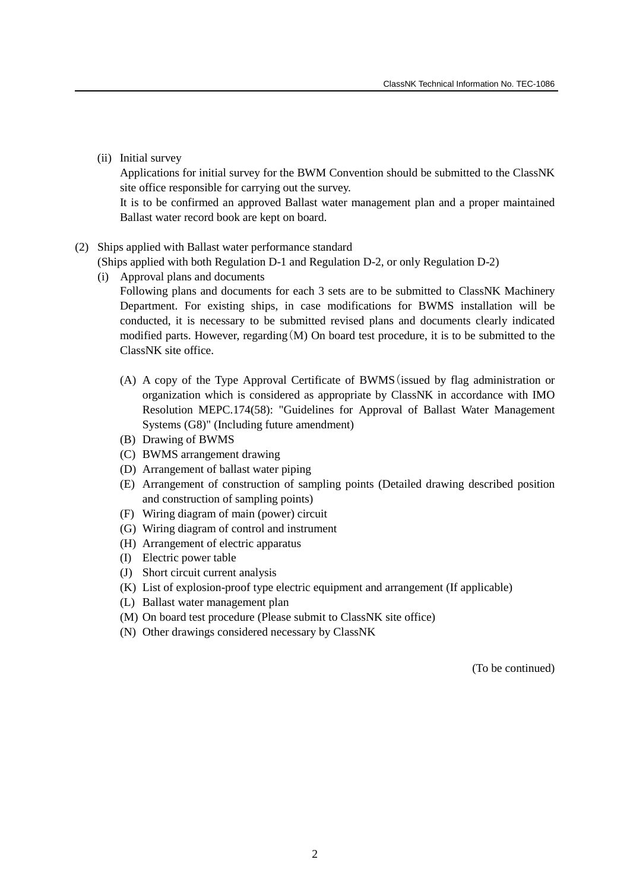(ii) Initial survey

Applications for initial survey for the BWM Convention should be submitted to the ClassNK site office responsible for carrying out the survey.

It is to be confirmed an approved Ballast water management plan and a proper maintained Ballast water record book are kept on board.

(2) Ships applied with Ballast water performance standard
(Ships applied with both Regulation D-1 and Regulation D-2, or only Regulation D-2)

(i) Approval plans and documents

Following plans and documents for each 3 sets are to be submitted to ClassNK Machinery Department. For existing ships, in case modifications for BWMS installation will be conducted, it is necessary to be submitted revised plans and documents clearly indicated modified parts. However, regarding（M) On board test procedure, it is to be submitted to the ClassNK site office.

- (A) A copy of the Type Approval Certificate of BWMS（issued by flag administration or organization which is considered as appropriate by ClassNK in accordance with IMO Resolution MEPC.174(58): "Guidelines for Approval of Ballast Water Management Systems (G8)" (Including future amendment)
- (B) Drawing of BWMS
- (C) BWMS arrangement drawing
- (D) Arrangement of ballast water piping
- (E) Arrangement of construction of sampling points (Detailed drawing described position and construction of sampling points)
- (F) Wiring diagram of main (power) circuit
- (G) Wiring diagram of control and instrument
- (H) Arrangement of electric apparatus
- (I) Electric power table
- (J) Short circuit current analysis
- (K) List of explosion-proof type electric equipment and arrangement (If applicable)
- (L) Ballast water management plan
- (M) On board test procedure (Please submit to ClassNK site office)
- (N) Other drawings considered necessary by ClassNK

(To be continued)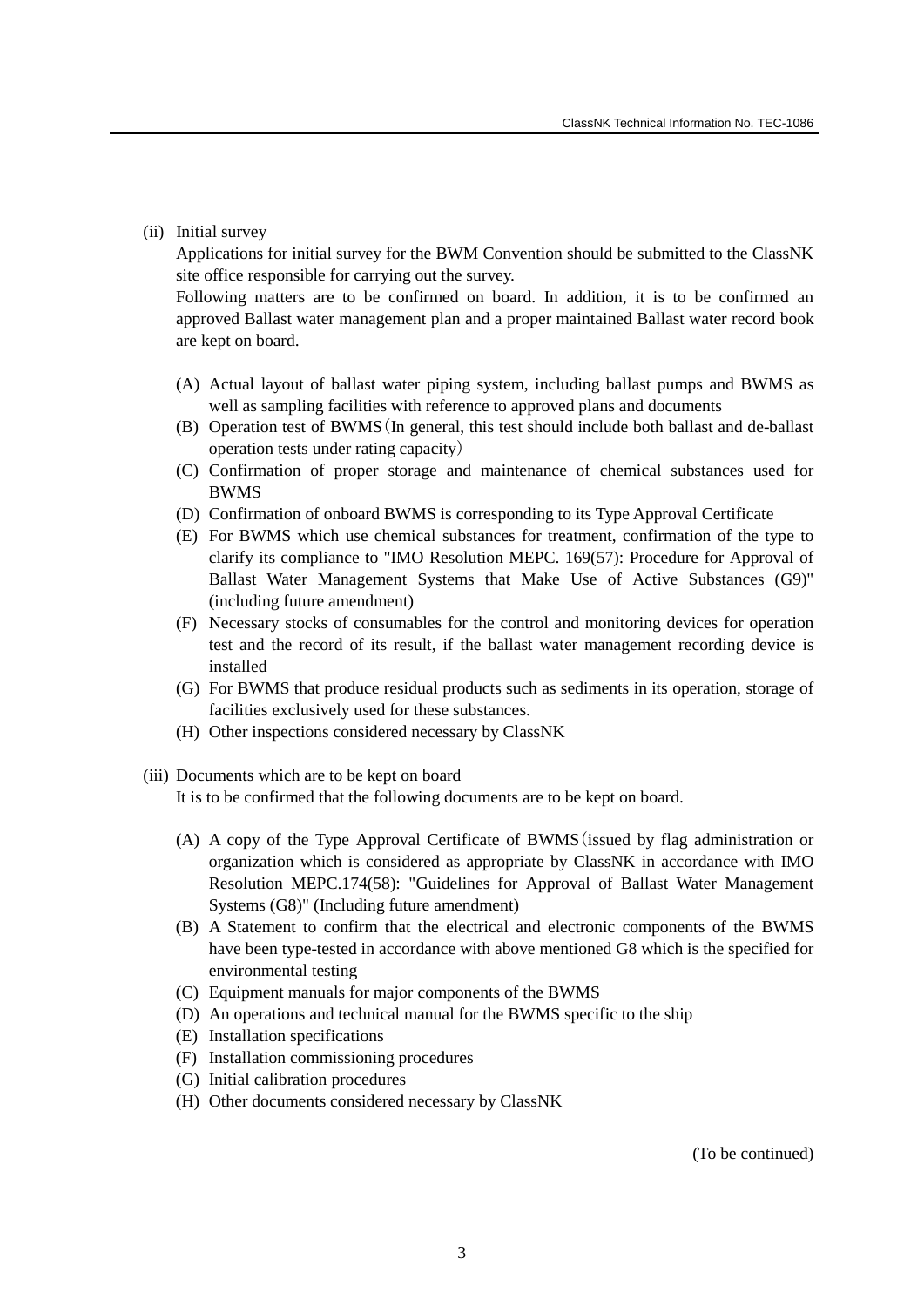(ii) Initial survey

Applications for initial survey for the BWM Convention should be submitted to the ClassNK site office responsible for carrying out the survey.

Following matters are to be confirmed on board. In addition, it is to be confirmed an approved Ballast water management plan and a proper maintained Ballast water record book are kept on board.

(A) Actual layout of ballast water piping system, including ballast pumps and BWMS as well as sampling facilities with reference to approved plans and documents

(B) Operation test of BWMS（In general, this test should include both ballast and de-ballast operation tests under rating capacity）

(C) Confirmation of proper storage and maintenance of chemical substances used for BWMS

(D) Confirmation of onboard BWMS is corresponding to its Type Approval Certificate

(E) For BWMS which use chemical substances for treatment, confirmation of the type to clarify its compliance to "IMO Resolution MEPC. 169(57): Procedure for Approval of Ballast Water Management Systems that Make Use of Active Substances (G9)" (including future amendment)

(F) Necessary stocks of consumables for the control and monitoring devices for operation test and the record of its result, if the ballast water management recording device is installed

(G) For BWMS that produce residual products such as sediments in its operation, storage of facilities exclusively used for these substances.

(H) Other inspections considered necessary by ClassNK

(iii) Documents which are to be kept on board

It is to be confirmed that the following documents are to be kept on board.

(A) A copy of the Type Approval Certificate of BWMS（issued by flag administration or organization which is considered as appropriate by ClassNK in accordance with IMO Resolution MEPC.174(58): "Guidelines for Approval of Ballast Water Management Systems (G8)" (Including future amendment)

(B) A Statement to confirm that the electrical and electronic components of the BWMS have been type-tested in accordance with above mentioned G8 which is the specified for environmental testing

(C) Equipment manuals for major components of the BWMS

(D) An operations and technical manual for the BWMS specific to the ship

(E) Installation specifications

(F) Installation commissioning procedures

(G) Initial calibration procedures

(H) Other documents considered necessary by ClassNK

(To be continued)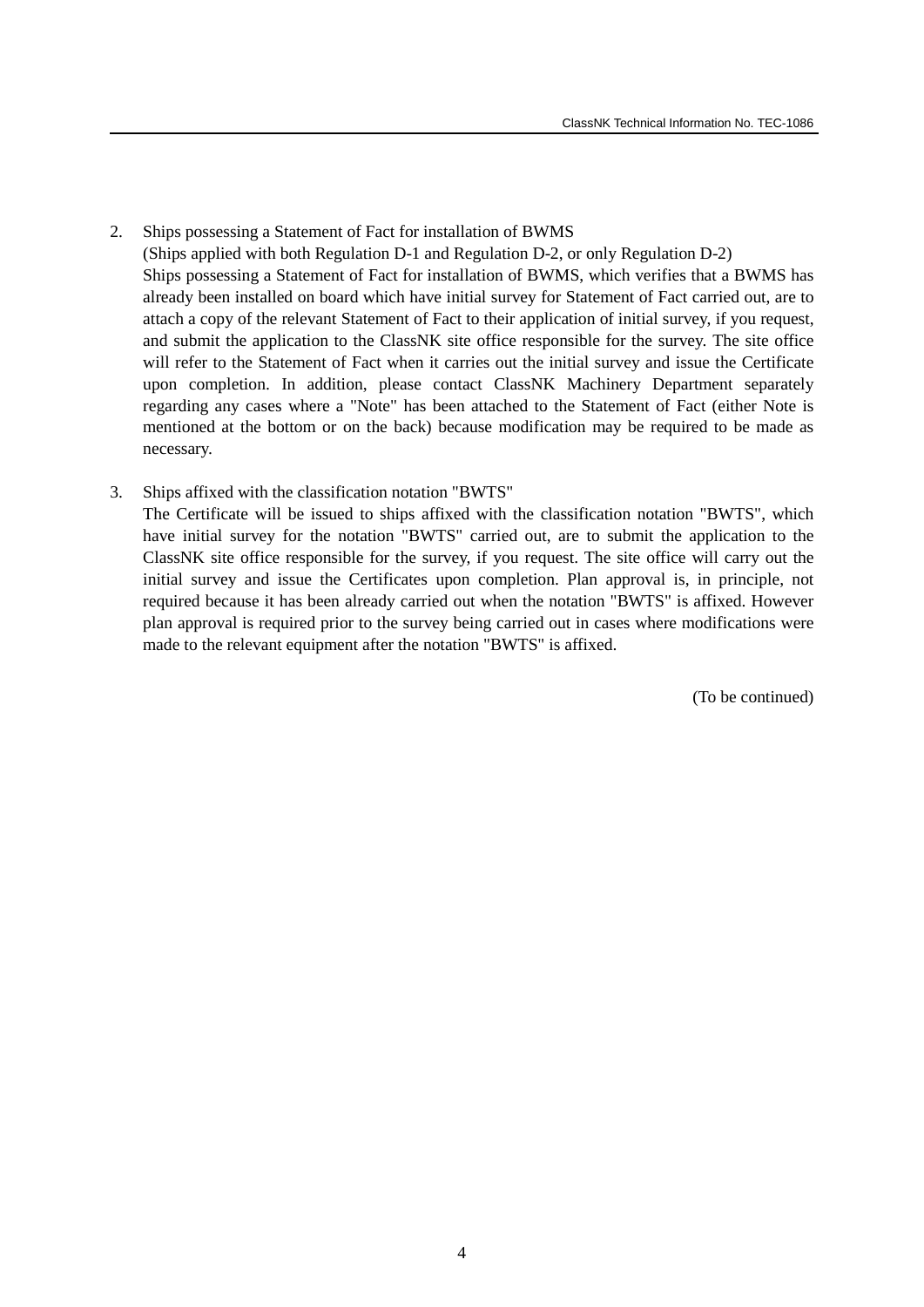2. Ships possessing a Statement of Fact for installation of BWMS

   (Ships applied with both Regulation D-1 and Regulation D-2, or only Regulation D-2)

   Ships possessing a Statement of Fact for installation of BWMS, which verifies that a BWMS has already been installed on board which have initial survey for Statement of Fact carried out, are to attach a copy of the relevant Statement of Fact to their application of initial survey, if you request, and submit the application to the ClassNK site office responsible for the survey. The site office will refer to the Statement of Fact when it carries out the initial survey and issue the Certificate upon completion. In addition, please contact ClassNK Machinery Department separately regarding any cases where a "Note" has been attached to the Statement of Fact (either Note is mentioned at the bottom or on the back) because modification may be required to be made as necessary.

3. Ships affixed with the classification notation "BWTS"

   The Certificate will be issued to ships affixed with the classification notation "BWTS", which have initial survey for the notation "BWTS" carried out, are to submit the application to the ClassNK site office responsible for the survey, if you request. The site office will carry out the initial survey and issue the Certificates upon completion. Plan approval is, in principle, not required because it has been already carried out when the notation "BWTS" is affixed. However plan approval is required prior to the survey being carried out in cases where modifications were made to the relevant equipment after the notation "BWTS" is affixed.

(To be continued)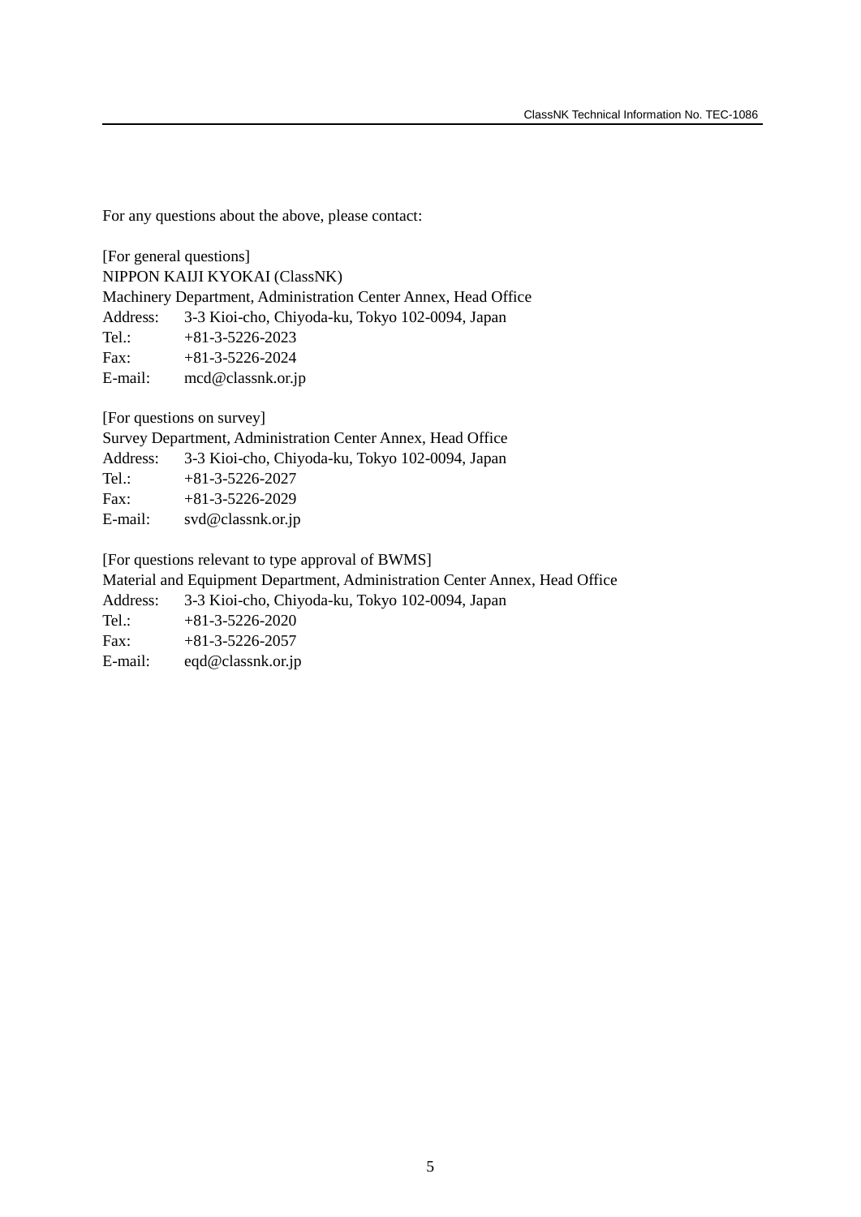For any questions about the above, please contact:

[For general questions]
NIPPON KAIJI KYOKAI (ClassNK)
Machinery Department, Administration Center Annex, Head Office
Address: 3-3 Kioi-cho, Chiyoda-ku, Tokyo 102-0094, Japan
Tel.: +81-3-5226-2023
Fax: +81-3-5226-2024
E-mail: mcd@classnk.or.jp

[For questions on survey]
Survey Department, Administration Center Annex, Head Office
Address: 3-3 Kioi-cho, Chiyoda-ku, Tokyo 102-0094, Japan
Tel.: +81-3-5226-2027
Fax: +81-3-5226-2029
E-mail: svd@classnk.or.jp

[For questions relevant to type approval of BWMS]
Material and Equipment Department, Administration Center Annex, Head Office
Address: 3-3 Kioi-cho, Chiyoda-ku, Tokyo 102-0094, Japan
Tel.: +81-3-5226-2020
Fax: +81-3-5226-2057
E-mail: eqd@classnk.or.jp